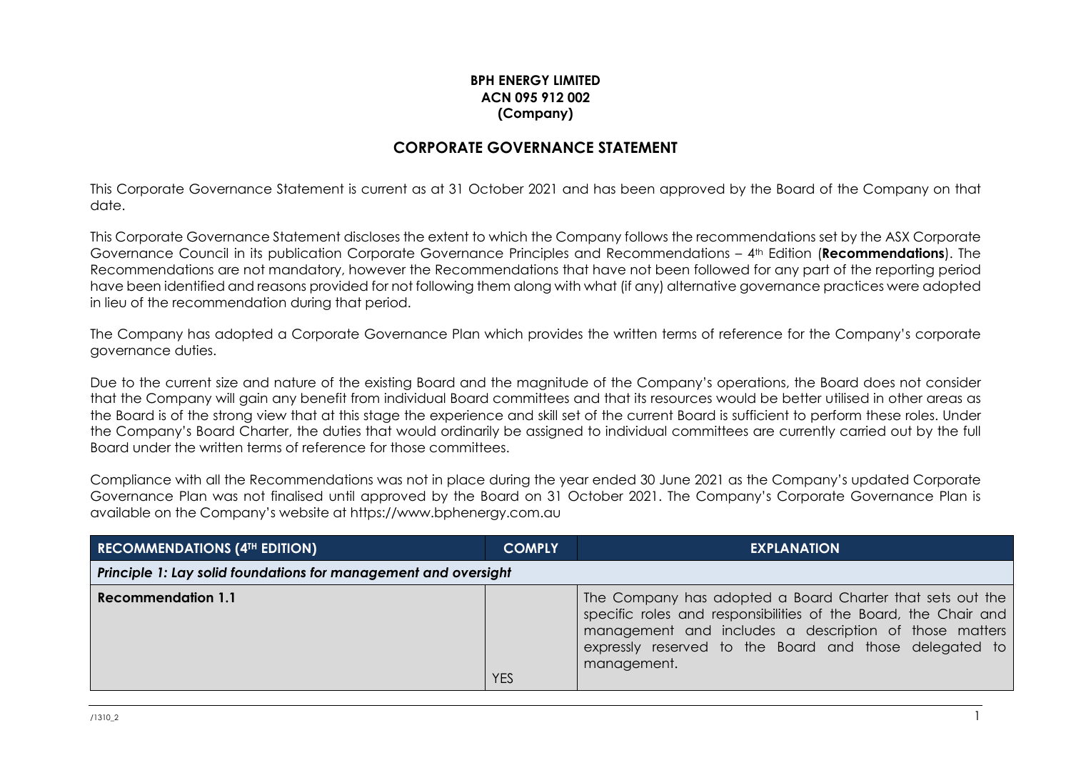**BPH ENERGY LIMITED**
**ACN 095 912 002**
**(Company)**

## CORPORATE GOVERNANCE STATEMENT

This Corporate Governance Statement is current as at 31 October 2021 and has been approved by the Board of the Company on that date.

This Corporate Governance Statement discloses the extent to which the Company follows the recommendations set by the ASX Corporate Governance Council in its publication Corporate Governance Principles and Recommendations – 4th Edition (**Recommendations**). The Recommendations are not mandatory, however the Recommendations that have not been followed for any part of the reporting period have been identified and reasons provided for not following them along with what (if any) alternative governance practices were adopted in lieu of the recommendation during that period.

The Company has adopted a Corporate Governance Plan which provides the written terms of reference for the Company's corporate governance duties.

Due to the current size and nature of the existing Board and the magnitude of the Company's operations, the Board does not consider that the Company will gain any benefit from individual Board committees and that its resources would be better utilised in other areas as the Board is of the strong view that at this stage the experience and skill set of the current Board is sufficient to perform these roles. Under the Company's Board Charter, the duties that would ordinarily be assigned to individual committees are currently carried out by the full Board under the written terms of reference for those committees.

Compliance with all the Recommendations was not in place during the year ended 30 June 2021 as the Company's updated Corporate Governance Plan was not finalised until approved by the Board on 31 October 2021. The Company's Corporate Governance Plan is available on the Company's website at https://www.bphenergy.com.au

| RECOMMENDATIONS (4TH EDITION) | COMPLY | EXPLANATION |
|---|---|---|
| ***Principle 1: Lay solid foundations for management and oversight*** | | |
| **Recommendation 1.1** | YES | The Company has adopted a Board Charter that sets out the specific roles and responsibilities of the Board, the Chair and management and includes a description of those matters expressly reserved to the Board and those delegated to management. |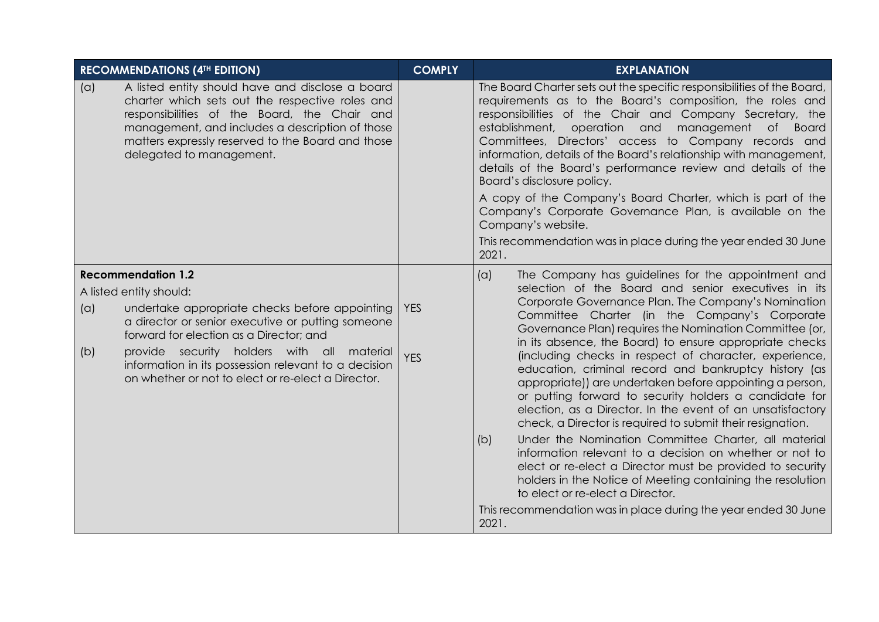| RECOMMENDATIONS (4TH EDITION) | COMPLY | EXPLANATION |
|---|---|---|
| (a) A listed entity should have and disclose a board charter which sets out the respective roles and responsibilities of the Board, the Chair and management, and includes a description of those matters expressly reserved to the Board and those delegated to management. | | The Board Charter sets out the specific responsibilities of the Board, requirements as to the Board's composition, the roles and responsibilities of the Chair and Company Secretary, the establishment, operation and management of Board Committees, Directors' access to Company records and information, details of the Board's relationship with management, details of the Board's performance review and details of the Board's disclosure policy.<br><br>A copy of the Company's Board Charter, which is part of the Company's Corporate Governance Plan, is available on the Company's website.<br><br>This recommendation was in place during the year ended 30 June 2021. |
| **Recommendation 1.2**<br><br>A listed entity should:<br><br>(a) undertake appropriate checks before appointing a director or senior executive or putting someone forward for election as a Director; and<br><br>(b) provide security holders with all material information in its possession relevant to a decision on whether or not to elect or re-elect a Director. | YES<br><br>YES | (a) The Company has guidelines for the appointment and selection of the Board and senior executives in its Corporate Governance Plan. The Company's Nomination Committee Charter (in the Company's Corporate Governance Plan) requires the Nomination Committee (or, in its absence, the Board) to ensure appropriate checks (including checks in respect of character, experience, education, criminal record and bankruptcy history (as appropriate)) are undertaken before appointing a person, or putting forward to security holders a candidate for election, as a Director. In the event of an unsatisfactory check, a Director is required to submit their resignation.<br><br>(b) Under the Nomination Committee Charter, all material information relevant to a decision on whether or not to elect or re-elect a Director must be provided to security holders in the Notice of Meeting containing the resolution to elect or re-elect a Director.<br><br>This recommendation was in place during the year ended 30 June 2021. |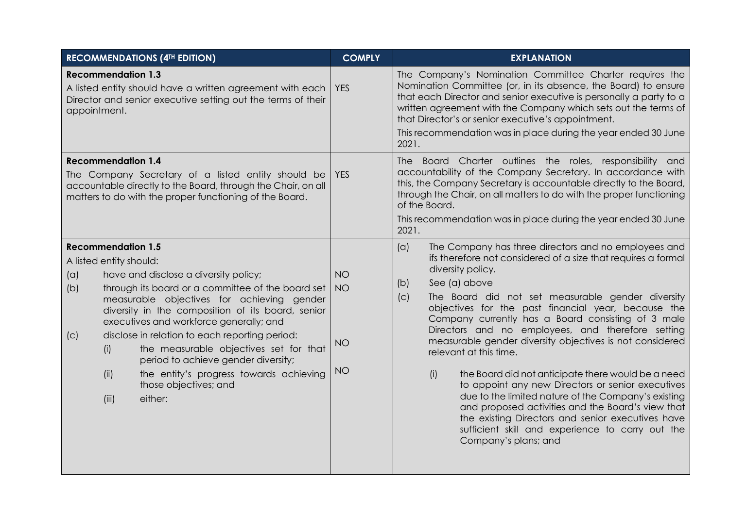| RECOMMENDATIONS (4TH EDITION) | COMPLY | EXPLANATION |
|---|---|---|
| **Recommendation 1.3**<br>A listed entity should have a written agreement with each Director and senior executive setting out the terms of their appointment. | YES | The Company's Nomination Committee Charter requires the Nomination Committee (or, in its absence, the Board) to ensure that each Director and senior executive is personally a party to a written agreement with the Company which sets out the terms of that Director's or senior executive's appointment.<br>This recommendation was in place during the year ended 30 June 2021. |
| **Recommendation 1.4**<br>The Company Secretary of a listed entity should be accountable directly to the Board, through the Chair, on all matters to do with the proper functioning of the Board. | YES | The Board Charter outlines the roles, responsibility and accountability of the Company Secretary. In accordance with this, the Company Secretary is accountable directly to the Board, through the Chair, on all matters to do with the proper functioning of the Board.<br>This recommendation was in place during the year ended 30 June 2021. |
| **Recommendation 1.5**<br>A listed entity should:<br>(a) have and disclose a diversity policy;<br>(b) through its board or a committee of the board set measurable objectives for achieving gender diversity in the composition of its board, senior executives and workforce generally; and<br>(c) disclose in relation to each reporting period:<br>(i) the measurable objectives set for that period to achieve gender diversity;<br>(ii) the entity's progress towards achieving those objectives; and<br>(iii) either: | NO<br>NO<br><br>NO<br><br>NO | (a) The Company has three directors and no employees and ifs therefore not considered of a size that requires a formal diversity policy.<br>(b) See (a) above<br>(c) The Board did not set measurable gender diversity objectives for the past financial year, because the Company currently has a Board consisting of 3 male Directors and no employees, and therefore setting measurable gender diversity objectives is not considered relevant at this time.<br>(i) the Board did not anticipate there would be a need to appoint any new Directors or senior executives due to the limited nature of the Company's existing and proposed activities and the Board's view that the existing Directors and senior executives have sufficient skill and experience to carry out the Company's plans; and |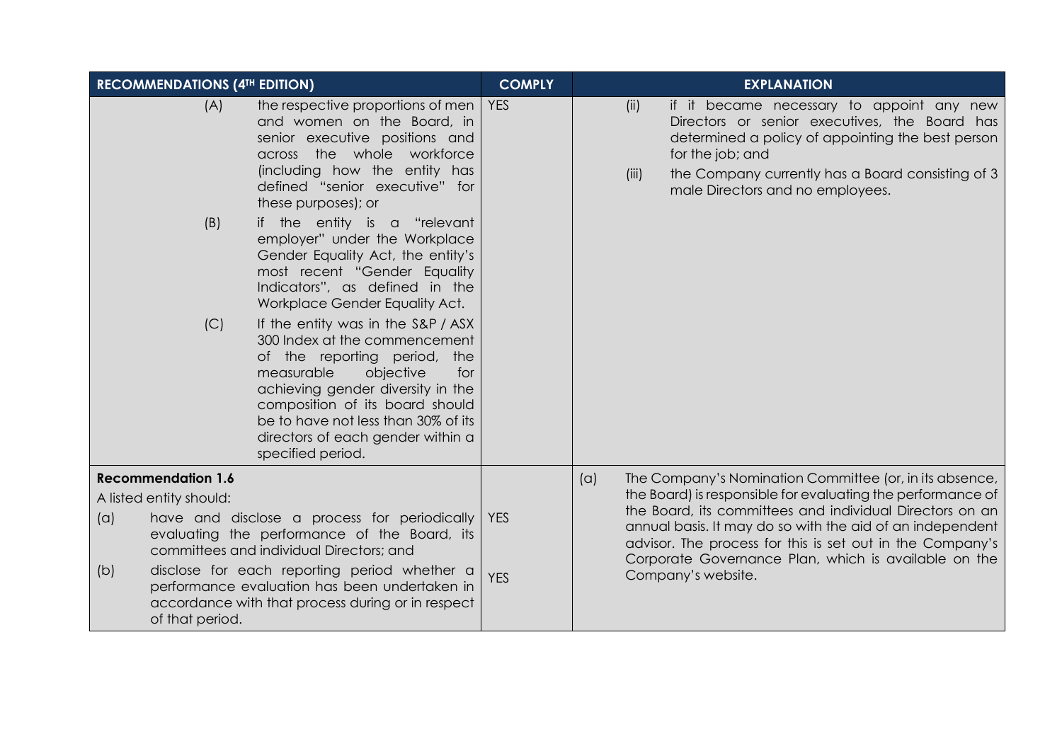| RECOMMENDATIONS (4TH EDITION) | COMPLY | EXPLANATION |
|---|---|---|
| (A) the respective proportions of men and women on the Board, in senior executive positions and across the whole workforce (including how the entity has defined "senior executive" for these purposes); or<br><br>(B) if the entity is a "relevant employer" under the Workplace Gender Equality Act, the entity's most recent "Gender Equality Indicators", as defined in the Workplace Gender Equality Act.<br><br>(C) If the entity was in the S&P / ASX 300 Index at the commencement of the reporting period, the measurable objective for achieving gender diversity in the composition of its board should be to have not less than 30% of its directors of each gender within a specified period. | YES | (ii) if it became necessary to appoint any new Directors or senior executives, the Board has determined a policy of appointing the best person for the job; and<br><br>(iii) the Company currently has a Board consisting of 3 male Directors and no employees. |
| **Recommendation 1.6**<br><br>A listed entity should:<br><br>(a) have and disclose a process for periodically evaluating the performance of the Board, its committees and individual Directors; and<br><br>(b) disclose for each reporting period whether a performance evaluation has been undertaken in accordance with that process during or in respect of that period. | YES<br><br>YES | (a) The Company's Nomination Committee (or, in its absence, the Board) is responsible for evaluating the performance of the Board, its committees and individual Directors on an annual basis. It may do so with the aid of an independent advisor. The process for this is set out in the Company's Corporate Governance Plan, which is available on the Company's website. |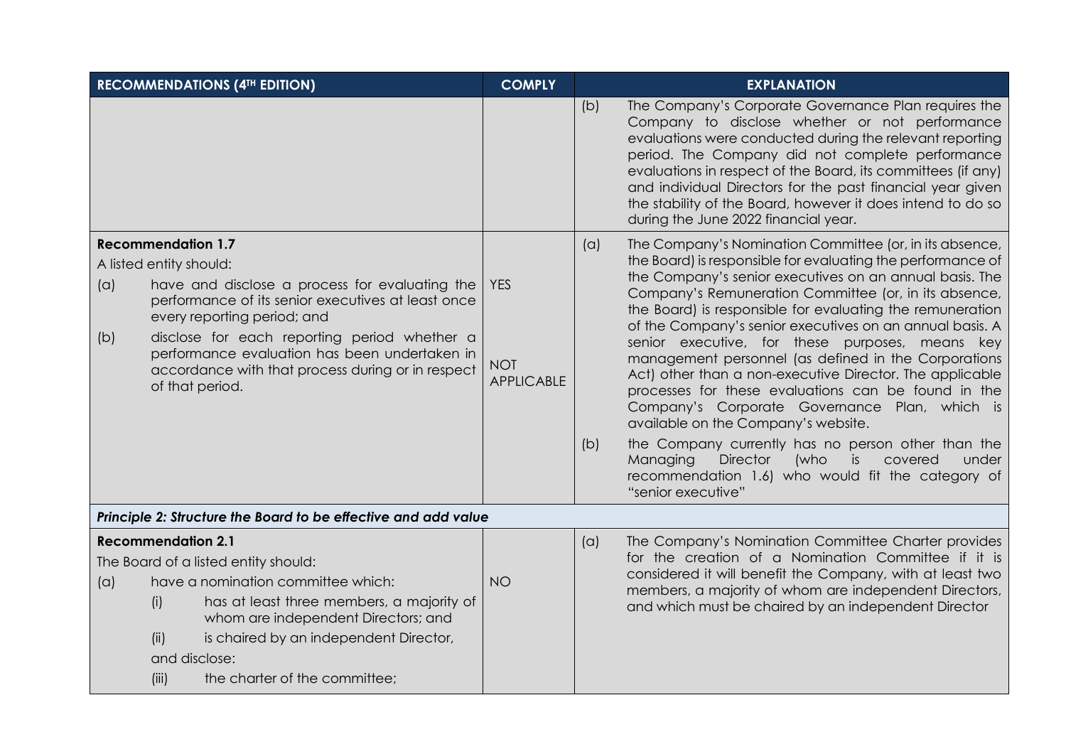| RECOMMENDATIONS (4TH EDITION) | COMPLY | EXPLANATION |
| --- | --- | --- |
| | | (b) The Company's Corporate Governance Plan requires the Company to disclose whether or not performance evaluations were conducted during the relevant reporting period. The Company did not complete performance evaluations in respect of the Board, its committees (if any) and individual Directors for the past financial year given the stability of the Board, however it does intend to do so during the June 2022 financial year. |
| **Recommendation 1.7**<br>A listed entity should:<br>(a) have and disclose a process for evaluating the performance of its senior executives at least once every reporting period; and<br>(b) disclose for each reporting period whether a performance evaluation has been undertaken in accordance with that process during or in respect of that period. | YES<br><br>NOT APPLICABLE | (a) The Company's Nomination Committee (or, in its absence, the Board) is responsible for evaluating the performance of the Company's senior executives on an annual basis. The Company's Remuneration Committee (or, in its absence, the Board) is responsible for evaluating the remuneration of the Company's senior executives on an annual basis. A senior executive, for these purposes, means key management personnel (as defined in the Corporations Act) other than a non-executive Director. The applicable processes for these evaluations can be found in the Company's Corporate Governance Plan, which is available on the Company's website.<br>(b) the Company currently has no person other than the Managing Director (who is covered under recommendation 1.6) who would fit the category of "senior executive" |
| ***Principle 2: Structure the Board to be effective and add value*** | | |
| **Recommendation 2.1**<br>The Board of a listed entity should:<br>(a) have a nomination committee which:<br>(i) has at least three members, a majority of whom are independent Directors; and<br>(ii) is chaired by an independent Director,<br>and disclose:<br>(iii) the charter of the committee; | NO | (a) The Company's Nomination Committee Charter provides for the creation of a Nomination Committee if it is considered it will benefit the Company, with at least two members, a majority of whom are independent Directors, and which must be chaired by an independent Director |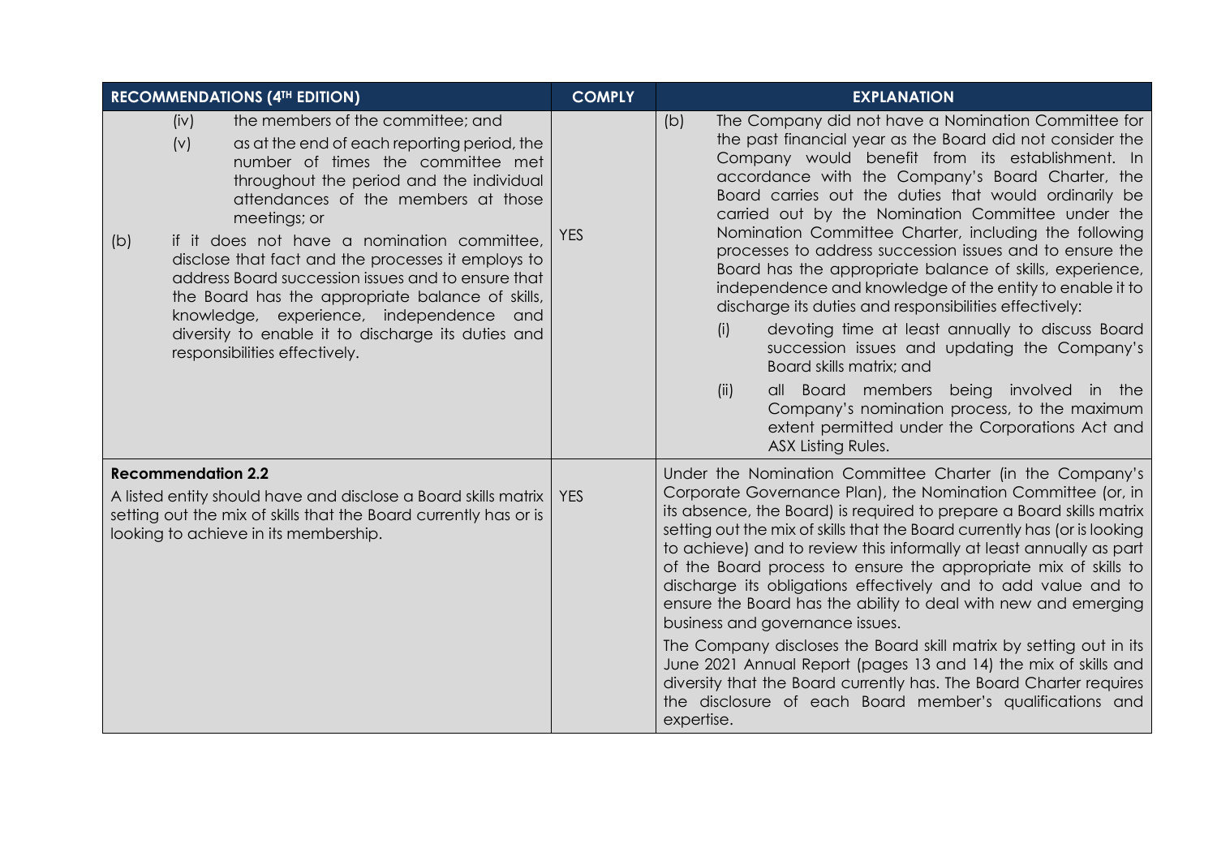| RECOMMENDATIONS (4TH EDITION) | COMPLY | EXPLANATION |
|---|---|---|
| (iv) the members of the committee; and<br>(v) as at the end of each reporting period, the number of times the committee met throughout the period and the individual attendances of the members at those meetings; or<br>(b) if it does not have a nomination committee, disclose that fact and the processes it employs to address Board succession issues and to ensure that the Board has the appropriate balance of skills, knowledge, experience, independence and diversity to enable it to discharge its duties and responsibilities effectively. | YES | (b) The Company did not have a Nomination Committee for the past financial year as the Board did not consider the Company would benefit from its establishment. In accordance with the Company's Board Charter, the Board carries out the duties that would ordinarily be carried out by the Nomination Committee under the Nomination Committee Charter, including the following processes to address succession issues and to ensure the Board has the appropriate balance of skills, experience, independence and knowledge of the entity to enable it to discharge its duties and responsibilities effectively:<br>(i) devoting time at least annually to discuss Board succession issues and updating the Company's Board skills matrix; and<br>(ii) all Board members being involved in the Company's nomination process, to the maximum extent permitted under the Corporations Act and ASX Listing Rules. |
| **Recommendation 2.2**<br>A listed entity should have and disclose a Board skills matrix setting out the mix of skills that the Board currently has or is looking to achieve in its membership. | YES | Under the Nomination Committee Charter (in the Company's Corporate Governance Plan), the Nomination Committee (or, in its absence, the Board) is required to prepare a Board skills matrix setting out the mix of skills that the Board currently has (or is looking to achieve) and to review this informally at least annually as part of the Board process to ensure the appropriate mix of skills to discharge its obligations effectively and to add value and to ensure the Board has the ability to deal with new and emerging business and governance issues.<br>The Company discloses the Board skill matrix by setting out in its June 2021 Annual Report (pages 13 and 14) the mix of skills and diversity that the Board currently has. The Board Charter requires the disclosure of each Board member's qualifications and expertise. |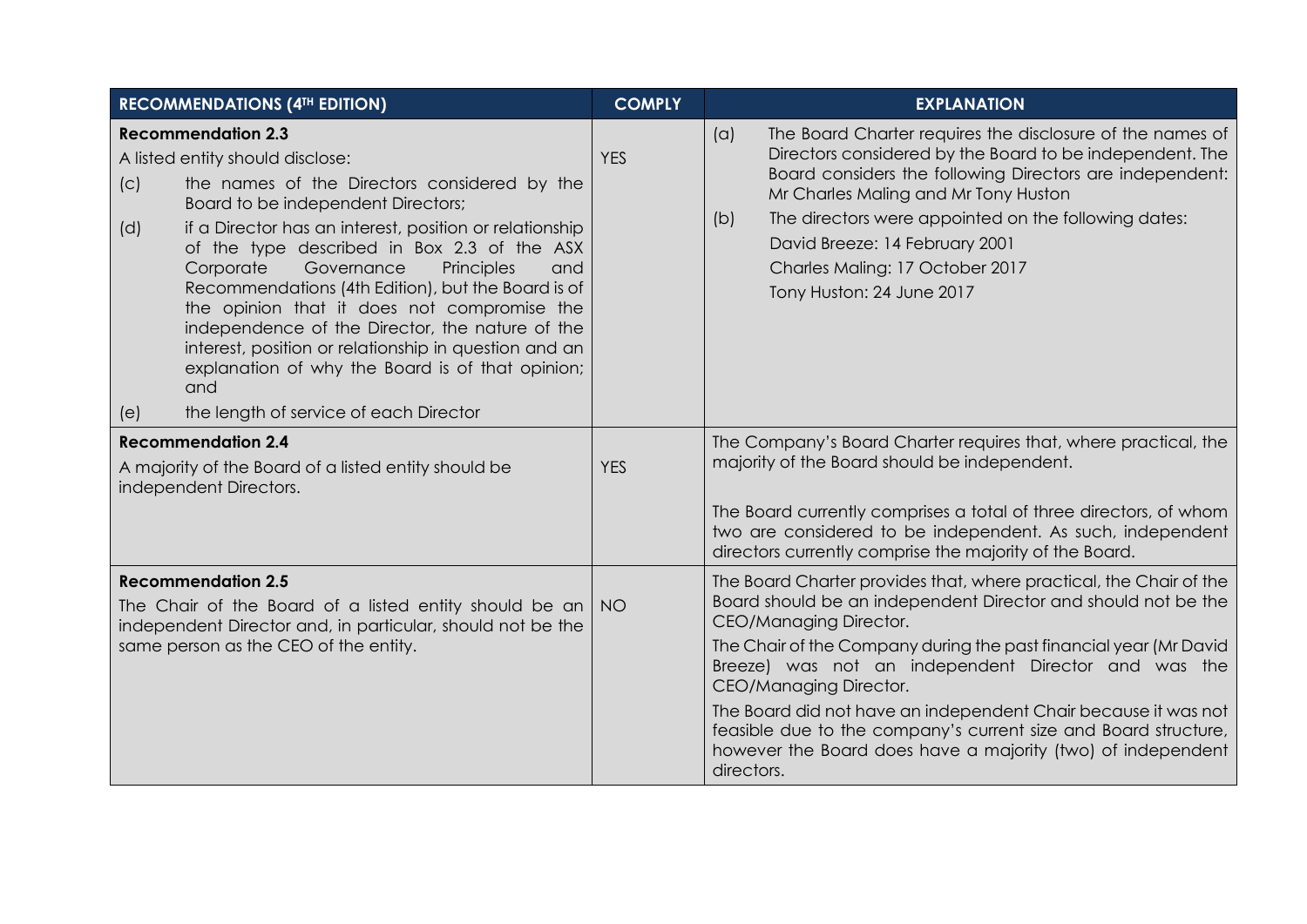| RECOMMENDATIONS (4TH EDITION) | COMPLY | EXPLANATION |
|---|---|---|
| **Recommendation 2.3**<br>A listed entity should disclose:<br>(c) the names of the Directors considered by the Board to be independent Directors;<br>(d) if a Director has an interest, position or relationship of the type described in Box 2.3 of the ASX Corporate Governance Principles and Recommendations (4th Edition), but the Board is of the opinion that it does not compromise the independence of the Director, the nature of the interest, position or relationship in question and an explanation of why the Board is of that opinion; and<br>(e) the length of service of each Director | YES | (a) The Board Charter requires the disclosure of the names of Directors considered by the Board to be independent. The Board considers the following Directors are independent: Mr Charles Maling and Mr Tony Huston<br>(b) The directors were appointed on the following dates:<br>David Breeze: 14 February 2001<br>Charles Maling: 17 October 2017<br>Tony Huston: 24 June 2017 |
| **Recommendation 2.4**<br>A majority of the Board of a listed entity should be independent Directors. | YES | The Company's Board Charter requires that, where practical, the majority of the Board should be independent.<br><br>The Board currently comprises a total of three directors, of whom two are considered to be independent. As such, independent directors currently comprise the majority of the Board. |
| **Recommendation 2.5**<br>The Chair of the Board of a listed entity should be an independent Director and, in particular, should not be the same person as the CEO of the entity. | NO | The Board Charter provides that, where practical, the Chair of the Board should be an independent Director and should not be the CEO/Managing Director.<br>The Chair of the Company during the past financial year (Mr David Breeze) was not an independent Director and was the CEO/Managing Director.<br>The Board did not have an independent Chair because it was not feasible due to the company's current size and Board structure, however the Board does have a majority (two) of independent directors. |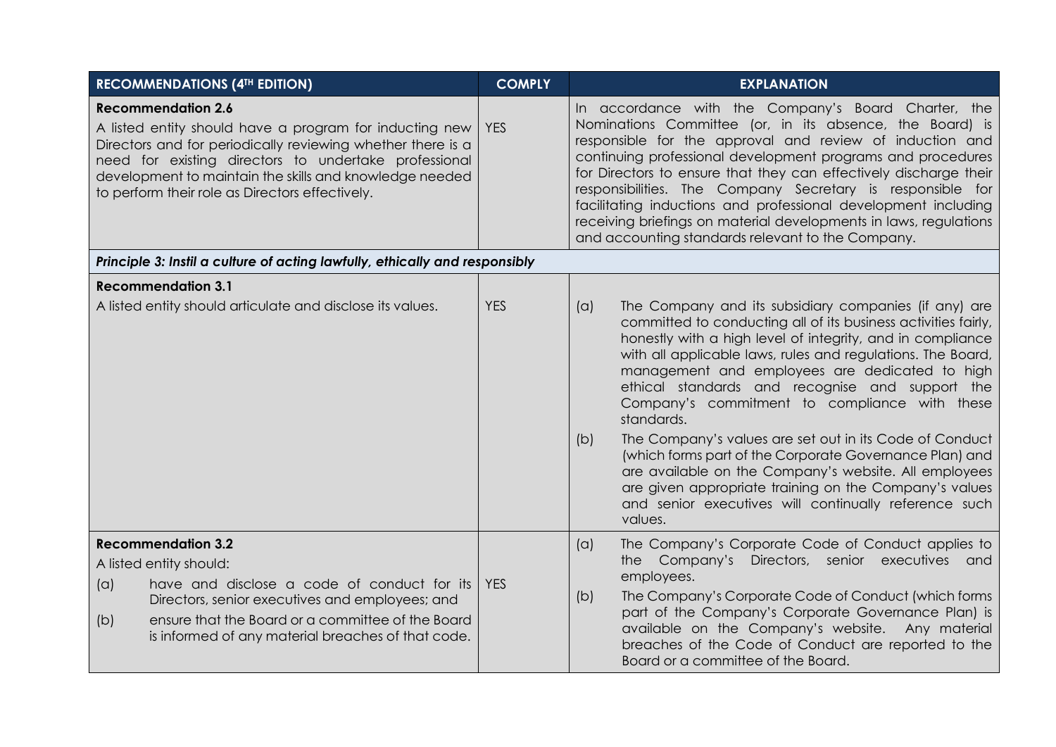| RECOMMENDATIONS (4TH EDITION) | COMPLY | EXPLANATION |
|---|---|---|
| **Recommendation 2.6**<br>A listed entity should have a program for inducting new Directors and for periodically reviewing whether there is a need for existing directors to undertake professional development to maintain the skills and knowledge needed to perform their role as Directors effectively. | YES | In accordance with the Company's Board Charter, the Nominations Committee (or, in its absence, the Board) is responsible for the approval and review of induction and continuing professional development programs and procedures for Directors to ensure that they can effectively discharge their responsibilities. The Company Secretary is responsible for facilitating inductions and professional development including receiving briefings on material developments in laws, regulations and accounting standards relevant to the Company. |
| ***Principle 3: Instil a culture of acting lawfully, ethically and responsibly*** | | |
| **Recommendation 3.1**<br>A listed entity should articulate and disclose its values. | YES | (a) The Company and its subsidiary companies (if any) are committed to conducting all of its business activities fairly, honestly with a high level of integrity, and in compliance with all applicable laws, rules and regulations. The Board, management and employees are dedicated to high ethical standards and recognise and support the Company's commitment to compliance with these standards.<br>(b) The Company's values are set out in its Code of Conduct (which forms part of the Corporate Governance Plan) and are available on the Company's website. All employees are given appropriate training on the Company's values and senior executives will continually reference such values. |
| **Recommendation 3.2**<br>A listed entity should:<br>(a) have and disclose a code of conduct for its Directors, senior executives and employees; and<br>(b) ensure that the Board or a committee of the Board is informed of any material breaches of that code. | YES | (a) The Company's Corporate Code of Conduct applies to the Company's Directors, senior executives and employees.<br>(b) The Company's Corporate Code of Conduct (which forms part of the Company's Corporate Governance Plan) is available on the Company's website. Any material breaches of the Code of Conduct are reported to the Board or a committee of the Board. |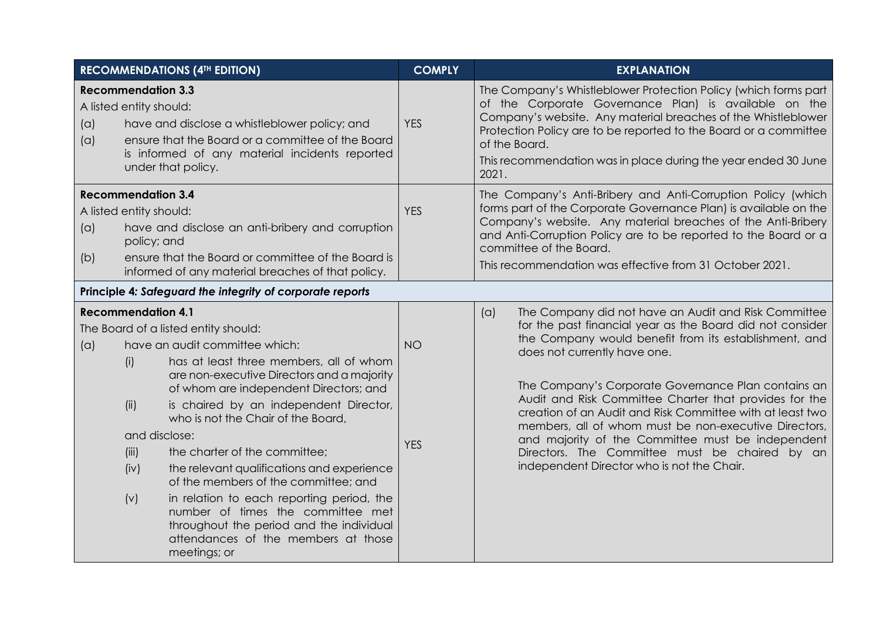| RECOMMENDATIONS (4TH EDITION) | COMPLY | EXPLANATION |
|---|---|---|
| **Recommendation 3.3**<br>A listed entity should:<br>(a) have and disclose a whistleblower policy; and<br>(a) ensure that the Board or a committee of the Board is informed of any material incidents reported under that policy. | YES | The Company's Whistleblower Protection Policy (which forms part of the Corporate Governance Plan) is available on the Company's website. Any material breaches of the Whistleblower Protection Policy are to be reported to the Board or a committee of the Board.<br>This recommendation was in place during the year ended 30 June 2021. |
| **Recommendation 3.4**<br>A listed entity should:<br>(a) have and disclose an anti-bribery and corruption policy; and<br>(b) ensure that the Board or committee of the Board is informed of any material breaches of that policy. | YES | The Company's Anti-Bribery and Anti-Corruption Policy (which forms part of the Corporate Governance Plan) is available on the Company's website. Any material breaches of the Anti-Bribery and Anti-Corruption Policy are to be reported to the Board or a committee of the Board.<br>This recommendation was effective from 31 October 2021. |
| **Principle 4: *Safeguard the integrity of corporate reports*** | | |
| **Recommendation 4.1**<br>The Board of a listed entity should:<br>(a) have an audit committee which:<br>(i) has at least three members, all of whom are non-executive Directors and a majority of whom are independent Directors; and<br>(ii) is chaired by an independent Director, who is not the Chair of the Board,<br>and disclose:<br>(iii) the charter of the committee;<br>(iv) the relevant qualifications and experience of the members of the committee; and<br>(v) in relation to each reporting period, the number of times the committee met throughout the period and the individual attendances of the members at those meetings; or | NO<br><br>YES | (a) The Company did not have an Audit and Risk Committee for the past financial year as the Board did not consider the Company would benefit from its establishment, and does not currently have one.<br>The Company's Corporate Governance Plan contains an Audit and Risk Committee Charter that provides for the creation of an Audit and Risk Committee with at least two members, all of whom must be non-executive Directors, and majority of the Committee must be independent Directors. The Committee must be chaired by an independent Director who is not the Chair. |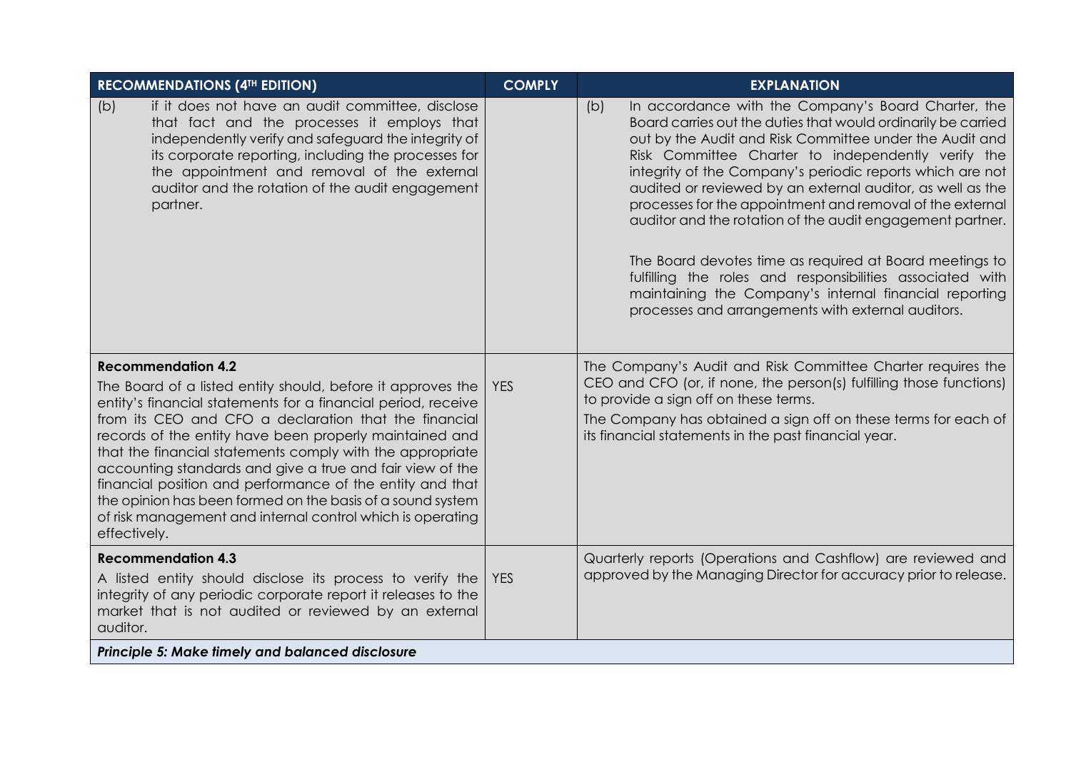| RECOMMENDATIONS (4TH EDITION) | COMPLY | EXPLANATION |
| --- | --- | --- |
| (b) if it does not have an audit committee, disclose that fact and the processes it employs that independently verify and safeguard the integrity of its corporate reporting, including the processes for the appointment and removal of the external auditor and the rotation of the audit engagement partner. | | (b) In accordance with the Company's Board Charter, the Board carries out the duties that would ordinarily be carried out by the Audit and Risk Committee under the Audit and Risk Committee Charter to independently verify the integrity of the Company's periodic reports which are not audited or reviewed by an external auditor, as well as the processes for the appointment and removal of the external auditor and the rotation of the audit engagement partner.<br><br>The Board devotes time as required at Board meetings to fulfilling the roles and responsibilities associated with maintaining the Company's internal financial reporting processes and arrangements with external auditors. |
| **Recommendation 4.2**<br>The Board of a listed entity should, before it approves the entity's financial statements for a financial period, receive from its CEO and CFO a declaration that the financial records of the entity have been properly maintained and that the financial statements comply with the appropriate accounting standards and give a true and fair view of the financial position and performance of the entity and that the opinion has been formed on the basis of a sound system of risk management and internal control which is operating effectively. | YES | The Company's Audit and Risk Committee Charter requires the CEO and CFO (or, if none, the person(s) fulfilling those functions) to provide a sign off on these terms.<br>The Company has obtained a sign off on these terms for each of its financial statements in the past financial year. |
| **Recommendation 4.3**<br>A listed entity should disclose its process to verify the integrity of any periodic corporate report it releases to the market that is not audited or reviewed by an external auditor. | YES | Quarterly reports (Operations and Cashflow) are reviewed and approved by the Managing Director for accuracy prior to release. |
| ***Principle 5: Make timely and balanced disclosure*** | | |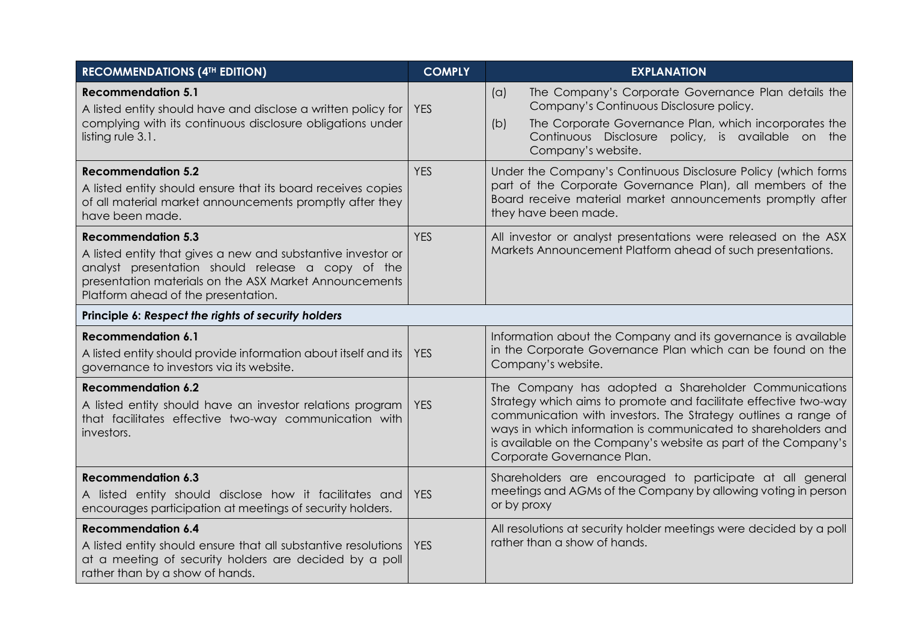| RECOMMENDATIONS (4TH EDITION) | COMPLY | EXPLANATION |
|---|---|---|
| **Recommendation 5.1**<br>A listed entity should have and disclose a written policy for complying with its continuous disclosure obligations under listing rule 3.1. | YES | (a) The Company's Corporate Governance Plan details the Company's Continuous Disclosure policy.<br>(b) The Corporate Governance Plan, which incorporates the Continuous Disclosure policy, is available on the Company's website. |
| **Recommendation 5.2**<br>A listed entity should ensure that its board receives copies of all material market announcements promptly after they have been made. | YES | Under the Company's Continuous Disclosure Policy (which forms part of the Corporate Governance Plan), all members of the Board receive material market announcements promptly after they have been made. |
| **Recommendation 5.3**<br>A listed entity that gives a new and substantive investor or analyst presentation should release a copy of the presentation materials on the ASX Market Announcements Platform ahead of the presentation. | YES | All investor or analyst presentations were released on the ASX Markets Announcement Platform ahead of such presentations. |
| **Principle 6: *Respect the rights of security holders*** | | |
| **Recommendation 6.1**<br>A listed entity should provide information about itself and its governance to investors via its website. | YES | Information about the Company and its governance is available in the Corporate Governance Plan which can be found on the Company's website. |
| **Recommendation 6.2**<br>A listed entity should have an investor relations program that facilitates effective two-way communication with investors. | YES | The Company has adopted a Shareholder Communications Strategy which aims to promote and facilitate effective two-way communication with investors. The Strategy outlines a range of ways in which information is communicated to shareholders and is available on the Company's website as part of the Company's Corporate Governance Plan. |
| **Recommendation 6.3**<br>A listed entity should disclose how it facilitates and encourages participation at meetings of security holders. | YES | Shareholders are encouraged to participate at all general meetings and AGMs of the Company by allowing voting in person or by proxy |
| **Recommendation 6.4**<br>A listed entity should ensure that all substantive resolutions at a meeting of security holders are decided by a poll rather than by a show of hands. | YES | All resolutions at security holder meetings were decided by a poll rather than a show of hands. |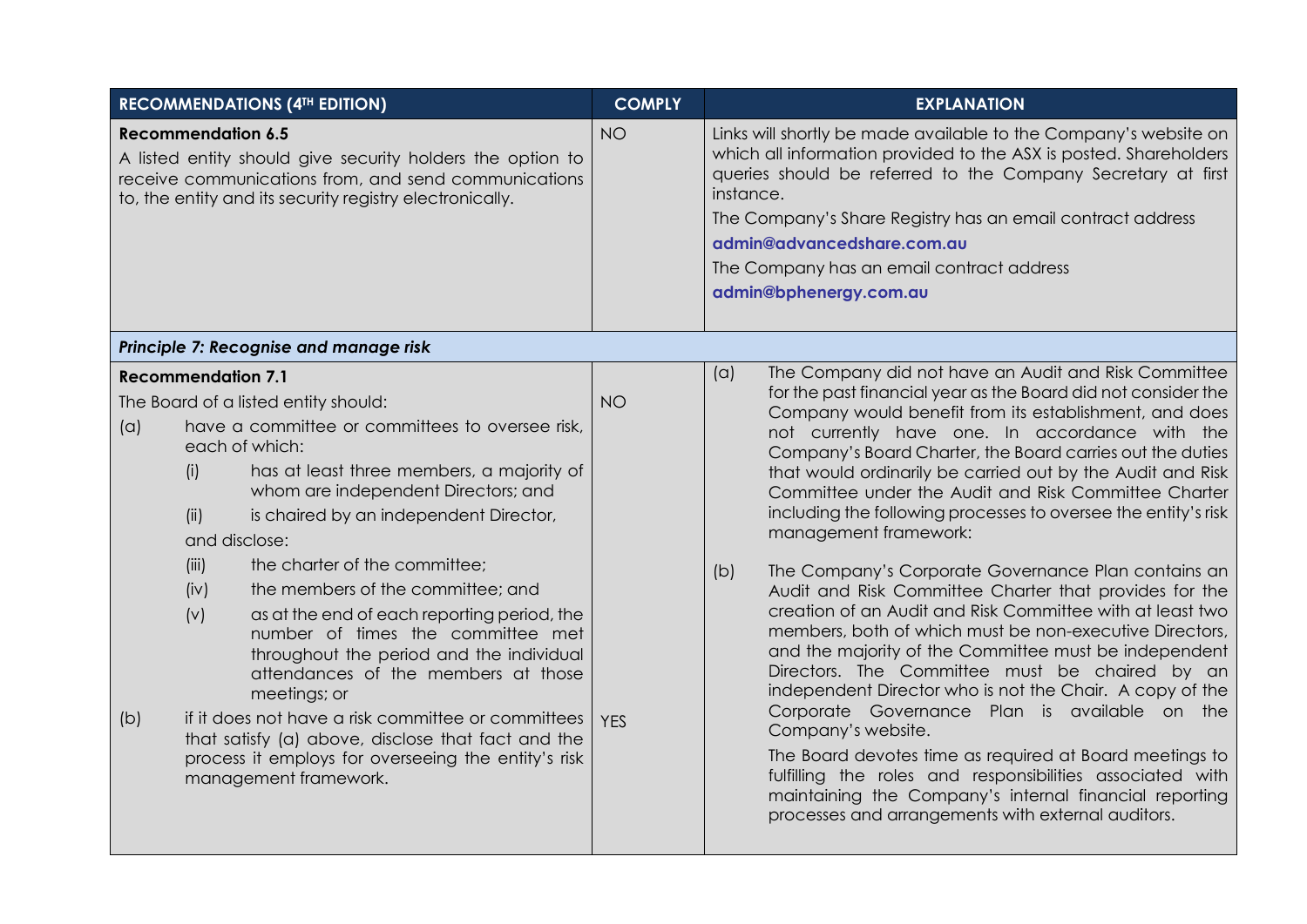| RECOMMENDATIONS (4TH EDITION) | COMPLY | EXPLANATION |
|---|---|---|
| **Recommendation 6.5**<br>A listed entity should give security holders the option to receive communications from, and send communications to, the entity and its security registry electronically. | NO | Links will shortly be made available to the Company's website on which all information provided to the ASX is posted. Shareholders queries should be referred to the Company Secretary at first instance.<br>The Company's Share Registry has an email contract address<br>**admin@advancedshare.com.au**<br>The Company has an email contract address<br>**admin@bphenergy.com.au** |
| ***Principle 7: Recognise and manage risk*** | | |
| **Recommendation 7.1**<br>The Board of a listed entity should:<br>(a) have a committee or committees to oversee risk, each of which:<br>(i) has at least three members, a majority of whom are independent Directors; and<br>(ii) is chaired by an independent Director,<br>and disclose:<br>(iii) the charter of the committee;<br>(iv) the members of the committee; and<br>(v) as at the end of each reporting period, the number of times the committee met throughout the period and the individual attendances of the members at those meetings; or<br>(b) if it does not have a risk committee or committees that satisfy (a) above, disclose that fact and the process it employs for overseeing the entity's risk management framework. | NO<br><br>YES | (a) The Company did not have an Audit and Risk Committee for the past financial year as the Board did not consider the Company would benefit from its establishment, and does not currently have one. In accordance with the Company's Board Charter, the Board carries out the duties that would ordinarily be carried out by the Audit and Risk Committee under the Audit and Risk Committee Charter including the following processes to oversee the entity's risk management framework:<br>(b) The Company's Corporate Governance Plan contains an Audit and Risk Committee Charter that provides for the creation of an Audit and Risk Committee with at least two members, both of which must be non-executive Directors, and the majority of the Committee must be independent Directors. The Committee must be chaired by an independent Director who is not the Chair. A copy of the Corporate Governance Plan is available on the Company's website.<br>The Board devotes time as required at Board meetings to fulfilling the roles and responsibilities associated with maintaining the Company's internal financial reporting processes and arrangements with external auditors. |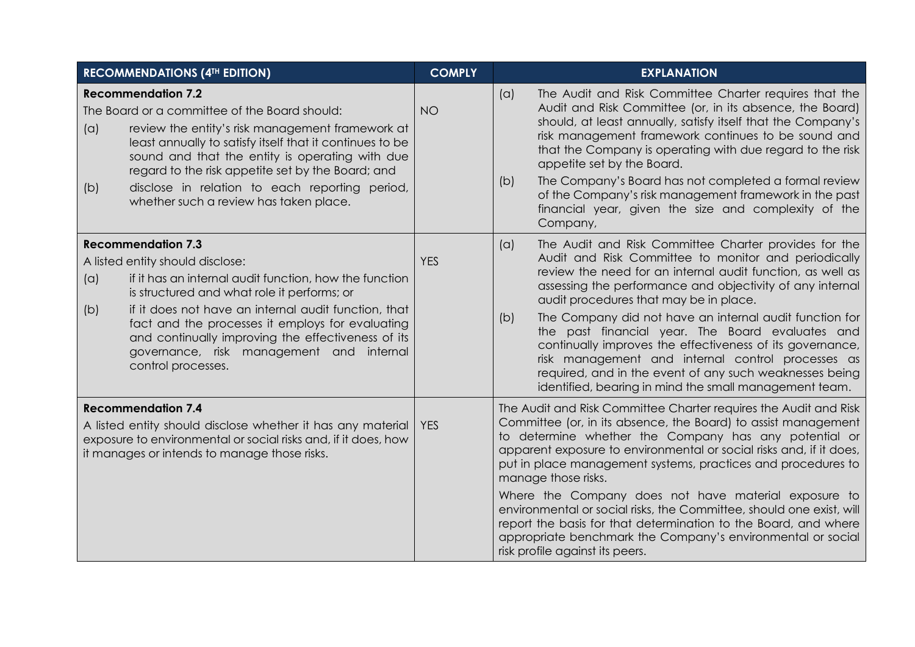| RECOMMENDATIONS (4TH EDITION) | COMPLY | EXPLANATION |
| --- | --- | --- |
| **Recommendation 7.2**<br>The Board or a committee of the Board should:<br>(a) review the entity's risk management framework at least annually to satisfy itself that it continues to be sound and that the entity is operating with due regard to the risk appetite set by the Board; and<br>(b) disclose in relation to each reporting period, whether such a review has taken place. | NO | (a) The Audit and Risk Committee Charter requires that the Audit and Risk Committee (or, in its absence, the Board) should, at least annually, satisfy itself that the Company's risk management framework continues to be sound and that the Company is operating with due regard to the risk appetite set by the Board.<br>(b) The Company's Board has not completed a formal review of the Company's risk management framework in the past financial year, given the size and complexity of the Company, |
| **Recommendation 7.3**<br>A listed entity should disclose:<br>(a) if it has an internal audit function, how the function is structured and what role it performs; or<br>(b) if it does not have an internal audit function, that fact and the processes it employs for evaluating and continually improving the effectiveness of its governance, risk management and internal control processes. | YES | (a) The Audit and Risk Committee Charter provides for the Audit and Risk Committee to monitor and periodically review the need for an internal audit function, as well as assessing the performance and objectivity of any internal audit procedures that may be in place.<br>(b) The Company did not have an internal audit function for the past financial year. The Board evaluates and continually improves the effectiveness of its governance, risk management and internal control processes as required, and in the event of any such weaknesses being identified, bearing in mind the small management team. |
| **Recommendation 7.4**<br>A listed entity should disclose whether it has any material exposure to environmental or social risks and, if it does, how it manages or intends to manage those risks. | YES | The Audit and Risk Committee Charter requires the Audit and Risk Committee (or, in its absence, the Board) to assist management to determine whether the Company has any potential or apparent exposure to environmental or social risks and, if it does, put in place management systems, practices and procedures to manage those risks.<br>Where the Company does not have material exposure to environmental or social risks, the Committee, should one exist, will report the basis for that determination to the Board, and where appropriate benchmark the Company's environmental or social risk profile against its peers. |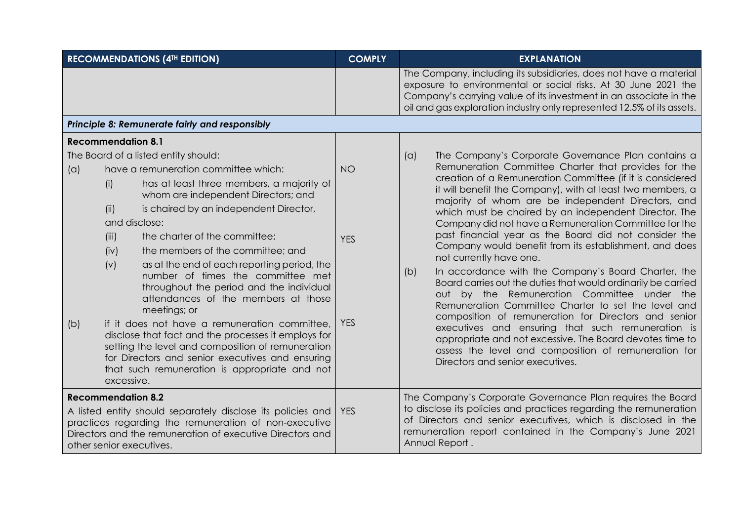| RECOMMENDATIONS (4TH EDITION) | COMPLY | EXPLANATION |
| --- | --- | --- |
| | | The Company, including its subsidiaries, does not have a material exposure to environmental or social risks. At 30 June 2021 the Company's carrying value of its investment in an associate in the oil and gas exploration industry only represented 12.5% of its assets. |
| ***Principle 8: Remunerate fairly and responsibly*** | | |
| **Recommendation 8.1**<br>The Board of a listed entity should:<br>(a) have a remuneration committee which:<br>(i) has at least three members, a majority of whom are independent Directors; and<br>(ii) is chaired by an independent Director,<br>and disclose:<br>(iii) the charter of the committee;<br>(iv) the members of the committee; and<br>(v) as at the end of each reporting period, the number of times the committee met throughout the period and the individual attendances of the members at those meetings; or<br>(b) if it does not have a remuneration committee, disclose that fact and the processes it employs for setting the level and composition of remuneration for Directors and senior executives and ensuring that such remuneration is appropriate and not excessive. | NO<br><br>YES<br><br>YES | (a) The Company's Corporate Governance Plan contains a Remuneration Committee Charter that provides for the creation of a Remuneration Committee (if it is considered it will benefit the Company), with at least two members, a majority of whom are be independent Directors, and which must be chaired by an independent Director. The Company did not have a Remuneration Committee for the past financial year as the Board did not consider the Company would benefit from its establishment, and does not currently have one.<br>(b) In accordance with the Company's Board Charter, the Board carries out the duties that would ordinarily be carried out by the Remuneration Committee under the Remuneration Committee Charter to set the level and composition of remuneration for Directors and senior executives and ensuring that such remuneration is appropriate and not excessive. The Board devotes time to assess the level and composition of remuneration for Directors and senior executives. |
| **Recommendation 8.2**<br>A listed entity should separately disclose its policies and practices regarding the remuneration of non-executive Directors and the remuneration of executive Directors and other senior executives. | YES | The Company's Corporate Governance Plan requires the Board to disclose its policies and practices regarding the remuneration of Directors and senior executives, which is disclosed in the remuneration report contained in the Company's June 2021 Annual Report . |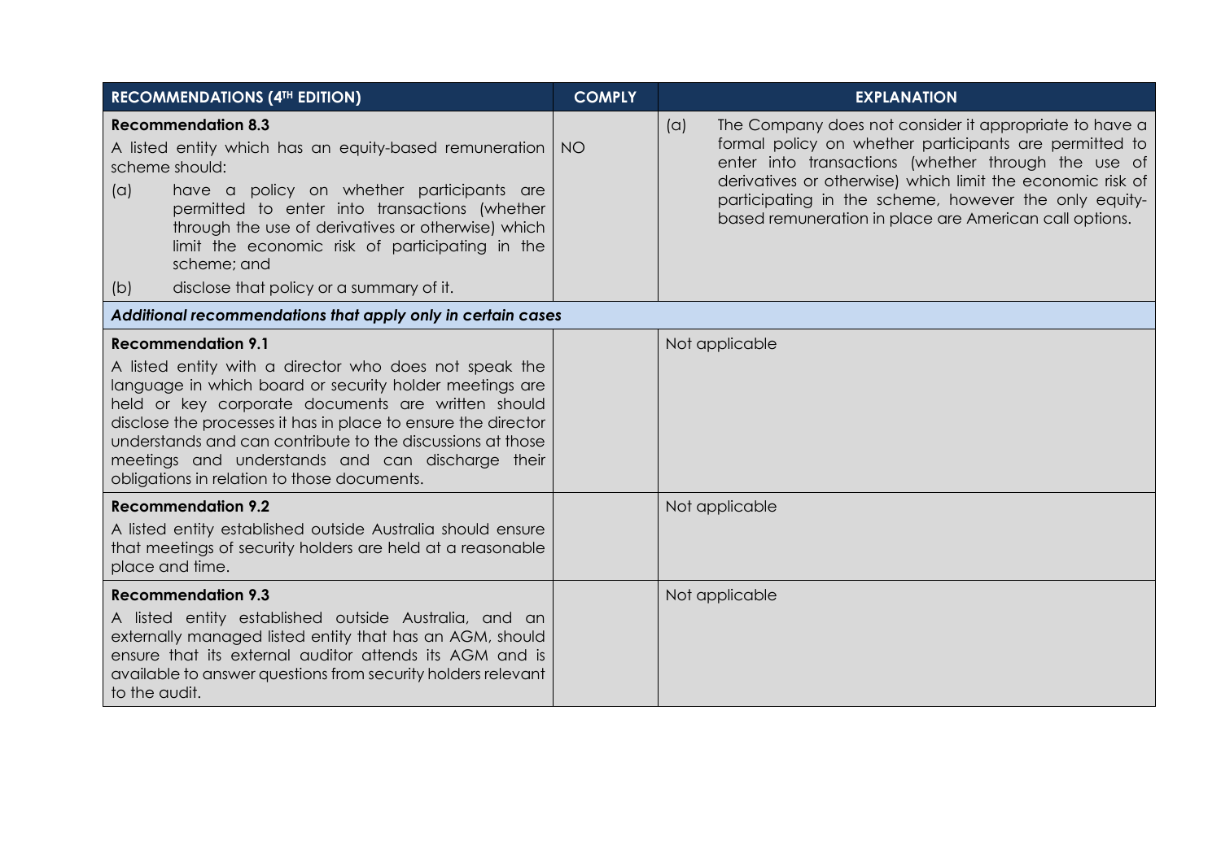| RECOMMENDATIONS (4TH EDITION) | COMPLY | EXPLANATION |
|---|---|---|
| **Recommendation 8.3**<br>A listed entity which has an equity-based remuneration scheme should:<br>(a) have a policy on whether participants are permitted to enter into transactions (whether through the use of derivatives or otherwise) which limit the economic risk of participating in the scheme; and<br>(b) disclose that policy or a summary of it. | NO | (a) The Company does not consider it appropriate to have a formal policy on whether participants are permitted to enter into transactions (whether through the use of derivatives or otherwise) which limit the economic risk of participating in the scheme, however the only equity-based remuneration in place are American call options. |
| ***Additional recommendations that apply only in certain cases*** | | |
| **Recommendation 9.1**<br>A listed entity with a director who does not speak the language in which board or security holder meetings are held or key corporate documents are written should disclose the processes it has in place to ensure the director understands and can contribute to the discussions at those meetings and understands and can discharge their obligations in relation to those documents. | | Not applicable |
| **Recommendation 9.2**<br>A listed entity established outside Australia should ensure that meetings of security holders are held at a reasonable place and time. | | Not applicable |
| **Recommendation 9.3**<br>A listed entity established outside Australia, and an externally managed listed entity that has an AGM, should ensure that its external auditor attends its AGM and is available to answer questions from security holders relevant to the audit. | | Not applicable |